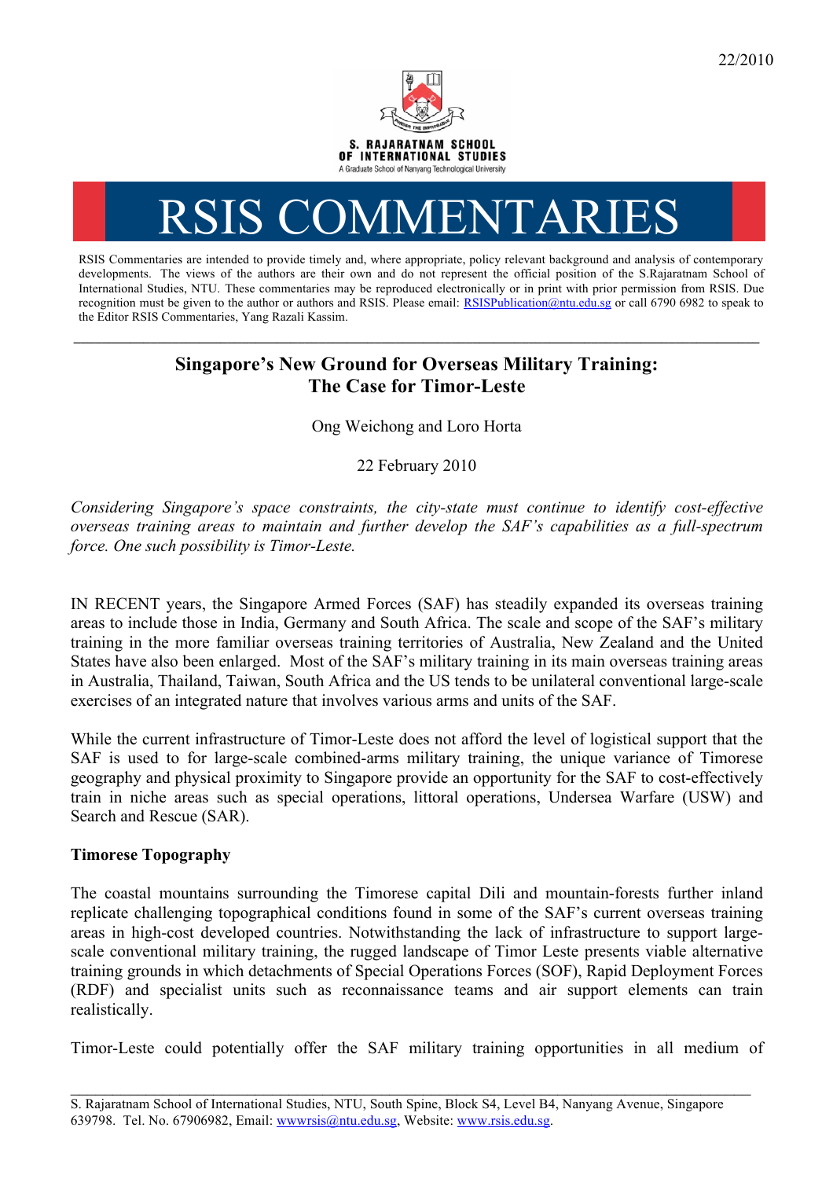22/2010

S. RAJARATNAM SCHOOL OF INTERNATIONAL STUDIES

A Graduate School of Nanyang Technological University

# RSIS COMMENTARIES

RSIS Commentaries are intended to provide timely and, where appropriate, policy relevant background and analysis of contemporary developments. The views of the authors are their own and do not represent the official position of the S.Rajaratnam School of International Studies, NTU. These commentaries may be reproduced electronically or in print with prior permission from RSIS. Due recognition must be given to the author or authors and RSIS. Please email: RSISPublication@ntu.edu.sg or call 6790 6982 to speak to the Editor RSIS Commentaries, Yang Razali Kassim.

---

## Singapore's New Ground for Overseas Military Training: The Case for Timor-Leste

Ong Weichong and Loro Horta

22 February 2010

*Considering Singapore's space constraints, the city-state must continue to identify cost-effective overseas training areas to maintain and further develop the SAF's capabilities as a full-spectrum force. One such possibility is Timor-Leste.*

IN RECENT years, the Singapore Armed Forces (SAF) has steadily expanded its overseas training areas to include those in India, Germany and South Africa. The scale and scope of the SAF's military training in the more familiar overseas training territories of Australia, New Zealand and the United States have also been enlarged. Most of the SAF's military training in its main overseas training areas in Australia, Thailand, Taiwan, South Africa and the US tends to be unilateral conventional large-scale exercises of an integrated nature that involves various arms and units of the SAF.

While the current infrastructure of Timor-Leste does not afford the level of logistical support that the SAF is used to for large-scale combined-arms military training, the unique variance of Timorese geography and physical proximity to Singapore provide an opportunity for the SAF to cost-effectively train in niche areas such as special operations, littoral operations, Undersea Warfare (USW) and Search and Rescue (SAR).

**Timorese Topography**

The coastal mountains surrounding the Timorese capital Dili and mountain-forests further inland replicate challenging topographical conditions found in some of the SAF's current overseas training areas in high-cost developed countries. Notwithstanding the lack of infrastructure to support large-scale conventional military training, the rugged landscape of Timor Leste presents viable alternative training grounds in which detachments of Special Operations Forces (SOF), Rapid Deployment Forces (RDF) and specialist units such as reconnaissance teams and air support elements can train realistically.

Timor-Leste could potentially offer the SAF military training opportunities in all medium of

---

S. Rajaratnam School of International Studies, NTU, South Spine, Block S4, Level B4, Nanyang Avenue, Singapore 639798. Tel. No. 67906982, Email: wwwrsis@ntu.edu.sg, Website: www.rsis.edu.sg.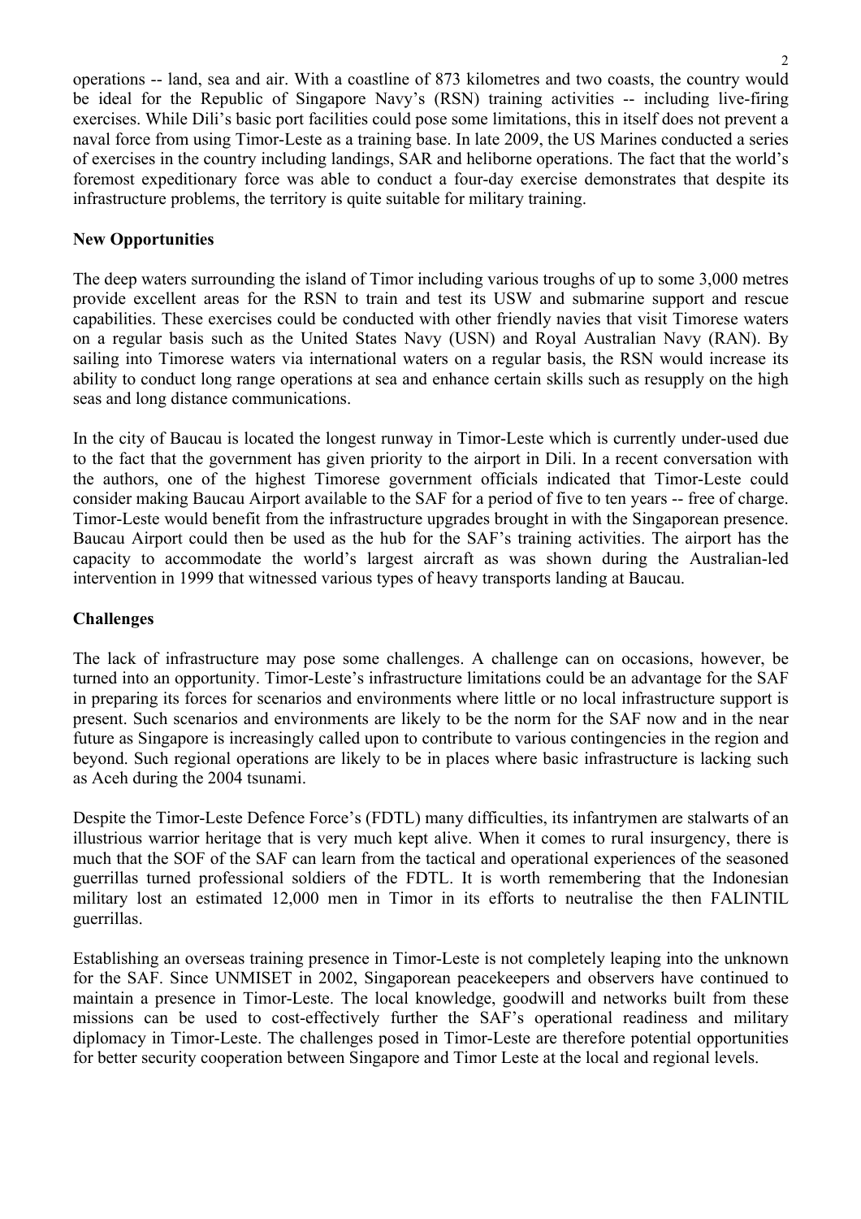operations -- land, sea and air. With a coastline of 873 kilometres and two coasts, the country would be ideal for the Republic of Singapore Navy's (RSN) training activities -- including live-firing exercises. While Dili's basic port facilities could pose some limitations, this in itself does not prevent a naval force from using Timor-Leste as a training base. In late 2009, the US Marines conducted a series of exercises in the country including landings, SAR and heliborne operations. The fact that the world's foremost expeditionary force was able to conduct a four-day exercise demonstrates that despite its infrastructure problems, the territory is quite suitable for military training.

**New Opportunities**

The deep waters surrounding the island of Timor including various troughs of up to some 3,000 metres provide excellent areas for the RSN to train and test its USW and submarine support and rescue capabilities. These exercises could be conducted with other friendly navies that visit Timorese waters on a regular basis such as the United States Navy (USN) and Royal Australian Navy (RAN). By sailing into Timorese waters via international waters on a regular basis, the RSN would increase its ability to conduct long range operations at sea and enhance certain skills such as resupply on the high seas and long distance communications.

In the city of Baucau is located the longest runway in Timor-Leste which is currently under-used due to the fact that the government has given priority to the airport in Dili. In a recent conversation with the authors, one of the highest Timorese government officials indicated that Timor-Leste could consider making Baucau Airport available to the SAF for a period of five to ten years -- free of charge. Timor-Leste would benefit from the infrastructure upgrades brought in with the Singaporean presence. Baucau Airport could then be used as the hub for the SAF's training activities. The airport has the capacity to accommodate the world's largest aircraft as was shown during the Australian-led intervention in 1999 that witnessed various types of heavy transports landing at Baucau.

**Challenges**

The lack of infrastructure may pose some challenges. A challenge can on occasions, however, be turned into an opportunity. Timor-Leste's infrastructure limitations could be an advantage for the SAF in preparing its forces for scenarios and environments where little or no local infrastructure support is present. Such scenarios and environments are likely to be the norm for the SAF now and in the near future as Singapore is increasingly called upon to contribute to various contingencies in the region and beyond. Such regional operations are likely to be in places where basic infrastructure is lacking such as Aceh during the 2004 tsunami.

Despite the Timor-Leste Defence Force's (FDTL) many difficulties, its infantrymen are stalwarts of an illustrious warrior heritage that is very much kept alive. When it comes to rural insurgency, there is much that the SOF of the SAF can learn from the tactical and operational experiences of the seasoned guerrillas turned professional soldiers of the FDTL. It is worth remembering that the Indonesian military lost an estimated 12,000 men in Timor in its efforts to neutralise the then FALINTIL guerrillas.

Establishing an overseas training presence in Timor-Leste is not completely leaping into the unknown for the SAF. Since UNMISET in 2002, Singaporean peacekeepers and observers have continued to maintain a presence in Timor-Leste. The local knowledge, goodwill and networks built from these missions can be used to cost-effectively further the SAF's operational readiness and military diplomacy in Timor-Leste. The challenges posed in Timor-Leste are therefore potential opportunities for better security cooperation between Singapore and Timor Leste at the local and regional levels.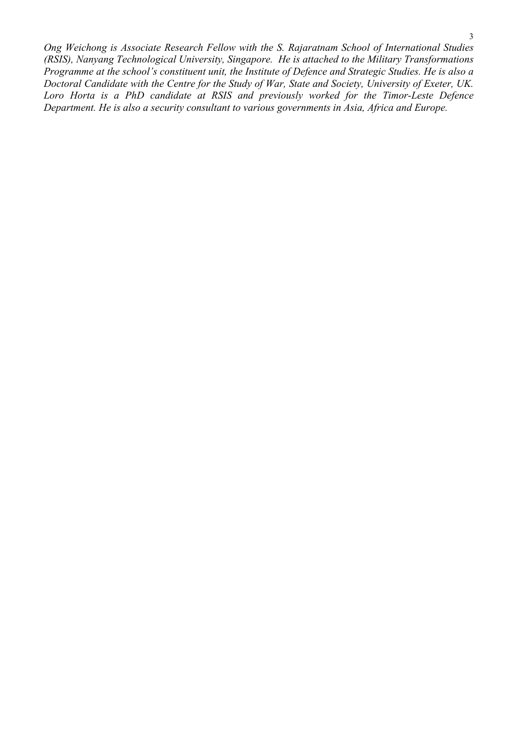*Ong Weichong is Associate Research Fellow with the S. Rajaratnam School of International Studies (RSIS), Nanyang Technological University, Singapore. He is attached to the Military Transformations Programme at the school's constituent unit, the Institute of Defence and Strategic Studies. He is also a Doctoral Candidate with the Centre for the Study of War, State and Society, University of Exeter, UK. Loro Horta is a PhD candidate at RSIS and previously worked for the Timor-Leste Defence Department. He is also a security consultant to various governments in Asia, Africa and Europe.*